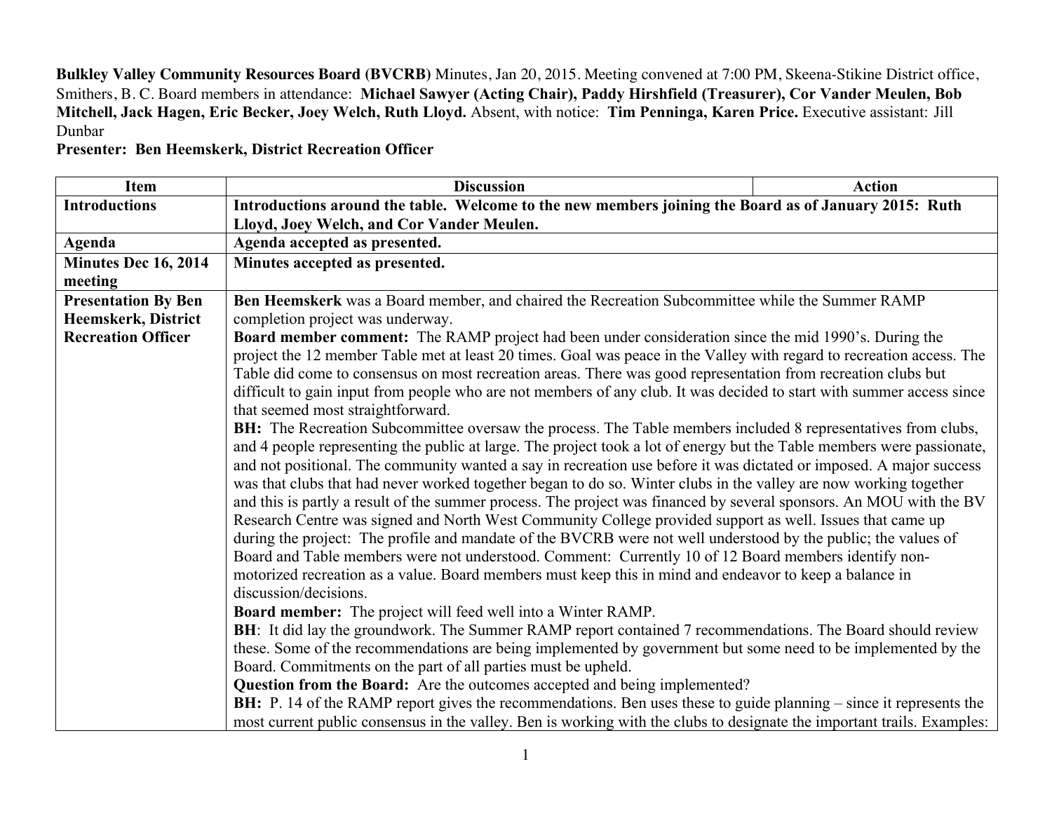**Bulkley Valley Community Resources Board (BVCRB)** Minutes, Jan 20, 2015. Meeting convened at 7:00 PM, Skeena-Stikine District office, Smithers, B. C. Board members in attendance: **Michael Sawyer (Acting Chair), Paddy Hirshfield (Treasurer), Cor Vander Meulen, Bob Mitchell, Jack Hagen, Eric Becker, Joey Welch, Ruth Lloyd.** Absent, with notice: **Tim Penninga, Karen Price.** Executive assistant: Jill Dunbar

**Presenter: Ben Heemskerk, District Recreation Officer**

| Item | Discussion | Action |
|---|---|---|
| **Introductions** | **Introductions around the table. Welcome to the new members joining the Board as of January 2015: Ruth Lloyd, Joey Welch, and Cor Vander Meulen.** | |
| **Agenda** | **Agenda accepted as presented.** | |
| **Minutes Dec 16, 2014 meeting** | **Minutes accepted as presented.** | |
| **Presentation By Ben Heemskerk, District Recreation Officer** | **Ben Heemskerk** was a Board member, and chaired the Recreation Subcommittee while the Summer RAMP completion project was underway.<br>**Board member comment:** The RAMP project had been under consideration since the mid 1990's. During the project the 12 member Table met at least 20 times. Goal was peace in the Valley with regard to recreation access. The Table did come to consensus on most recreation areas. There was good representation from recreation clubs but difficult to gain input from people who are not members of any club. It was decided to start with summer access since that seemed most straightforward.<br>**BH:** The Recreation Subcommittee oversaw the process. The Table members included 8 representatives from clubs, and 4 people representing the public at large. The project took a lot of energy but the Table members were passionate, and not positional. The community wanted a say in recreation use before it was dictated or imposed. A major success was that clubs that had never worked together began to do so. Winter clubs in the valley are now working together and this is partly a result of the summer process. The project was financed by several sponsors. An MOU with the BV Research Centre was signed and North West Community College provided support as well. Issues that came up during the project: The profile and mandate of the BVCRB were not well understood by the public; the values of Board and Table members were not understood. Comment: Currently 10 of 12 Board members identify non-motorized recreation as a value. Board members must keep this in mind and endeavor to keep a balance in discussion/decisions.<br>**Board member:** The project will feed well into a Winter RAMP.<br>**BH**: It did lay the groundwork. The Summer RAMP report contained 7 recommendations. The Board should review these. Some of the recommendations are being implemented by government but some need to be implemented by the Board. Commitments on the part of all parties must be upheld.<br>**Question from the Board:** Are the outcomes accepted and being implemented?<br>**BH:** P. 14 of the RAMP report gives the recommendations. Ben uses these to guide planning – since it represents the most current public consensus in the valley. Ben is working with the clubs to designate the important trails. Examples: | |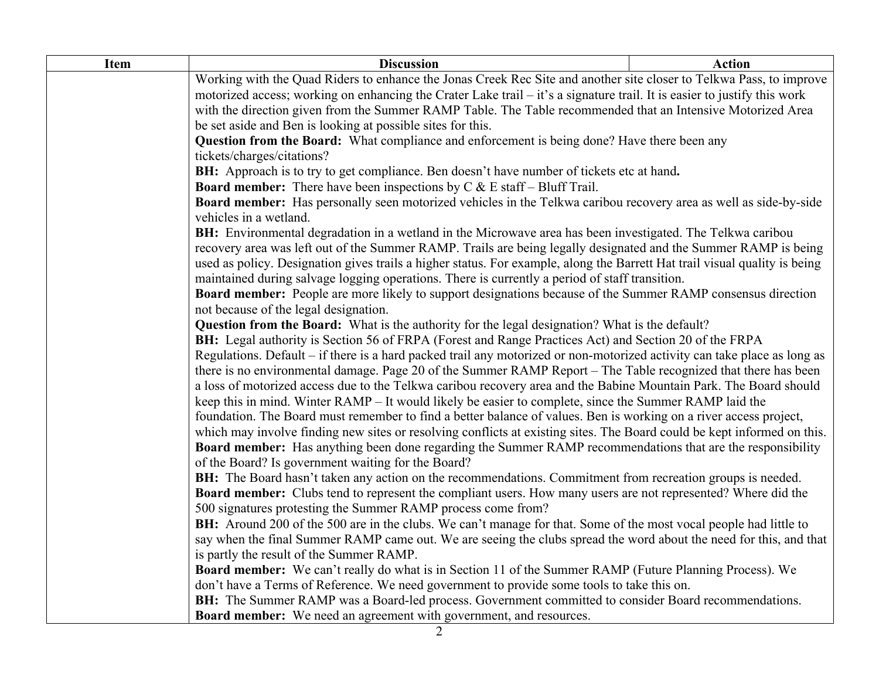| Item | Discussion | Action |
|---|---|---|
| | Working with the Quad Riders to enhance the Jonas Creek Rec Site and another site closer to Telkwa Pass, to improve motorized access; working on enhancing the Crater Lake trail – it's a signature trail. It is easier to justify this work with the direction given from the Summer RAMP Table. The Table recommended that an Intensive Motorized Area be set aside and Ben is looking at possible sites for this.<br>**Question from the Board:** What compliance and enforcement is being done? Have there been any tickets/charges/citations?<br>**BH:** Approach is to try to get compliance. Ben doesn't have number of tickets etc at hand**.**<br>**Board member:** There have been inspections by C & E staff – Bluff Trail.<br>**Board member:** Has personally seen motorized vehicles in the Telkwa caribou recovery area as well as side-by-side vehicles in a wetland.<br>**BH:** Environmental degradation in a wetland in the Microwave area has been investigated. The Telkwa caribou recovery area was left out of the Summer RAMP. Trails are being legally designated and the Summer RAMP is being used as policy. Designation gives trails a higher status. For example, along the Barrett Hat trail visual quality is being maintained during salvage logging operations. There is currently a period of staff transition.<br>**Board member:** People are more likely to support designations because of the Summer RAMP consensus direction not because of the legal designation.<br>**Question from the Board:** What is the authority for the legal designation? What is the default?<br>**BH:** Legal authority is Section 56 of FRPA (Forest and Range Practices Act) and Section 20 of the FRPA Regulations. Default – if there is a hard packed trail any motorized or non-motorized activity can take place as long as there is no environmental damage. Page 20 of the Summer RAMP Report – The Table recognized that there has been a loss of motorized access due to the Telkwa caribou recovery area and the Babine Mountain Park. The Board should keep this in mind. Winter RAMP – It would likely be easier to complete, since the Summer RAMP laid the foundation. The Board must remember to find a better balance of values. Ben is working on a river access project, which may involve finding new sites or resolving conflicts at existing sites. The Board could be kept informed on this.<br>**Board member:** Has anything been done regarding the Summer RAMP recommendations that are the responsibility of the Board? Is government waiting for the Board?<br>**BH:** The Board hasn't taken any action on the recommendations. Commitment from recreation groups is needed.<br>**Board member:** Clubs tend to represent the compliant users. How many users are not represented? Where did the 500 signatures protesting the Summer RAMP process come from?<br>**BH:** Around 200 of the 500 are in the clubs. We can't manage for that. Some of the most vocal people had little to say when the final Summer RAMP came out. We are seeing the clubs spread the word about the need for this, and that is partly the result of the Summer RAMP.<br>**Board member:** We can't really do what is in Section 11 of the Summer RAMP (Future Planning Process). We don't have a Terms of Reference. We need government to provide some tools to take this on.<br>**BH:** The Summer RAMP was a Board-led process. Government committed to consider Board recommendations.<br>**Board member:** We need an agreement with government, and resources. | |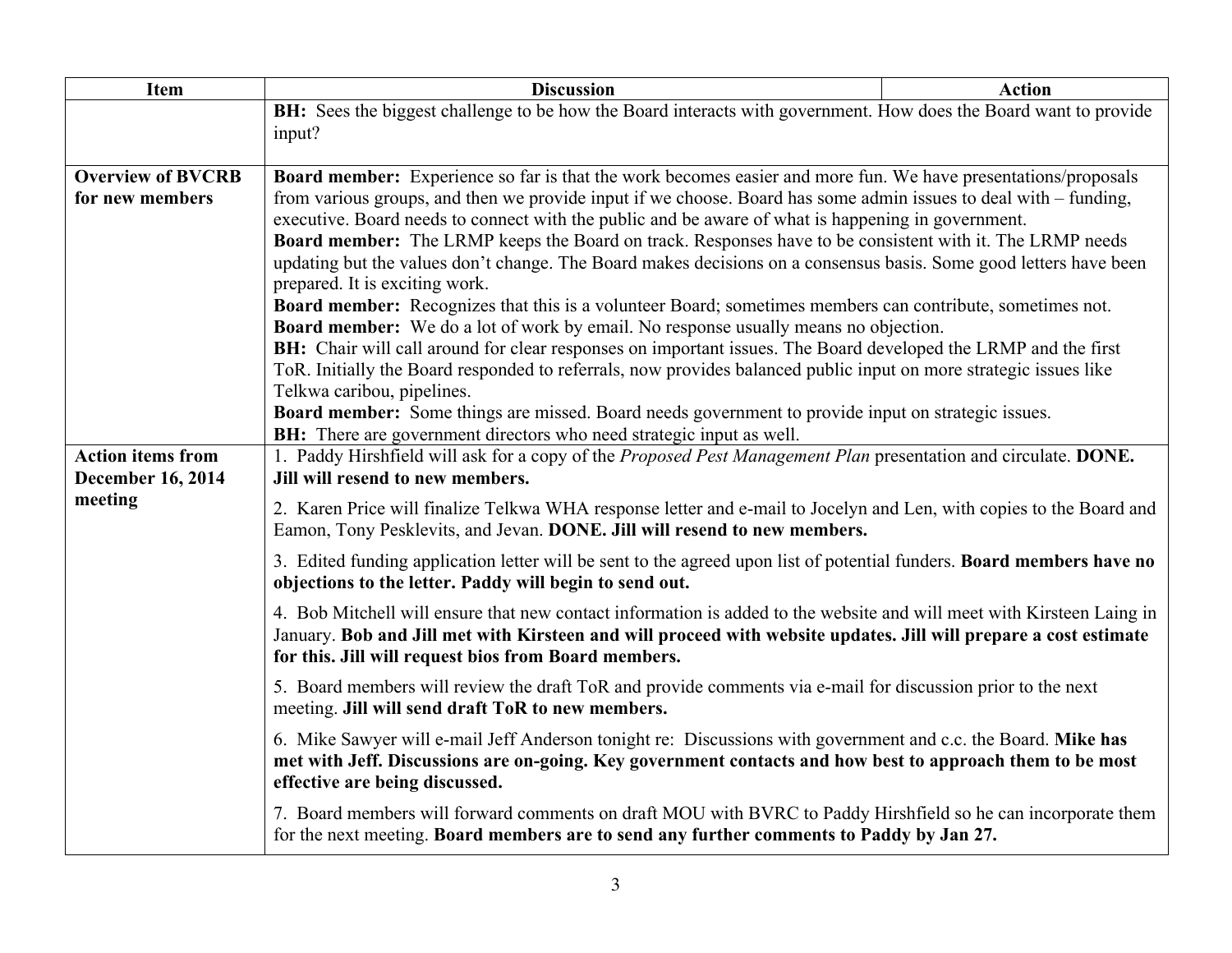| Item | Discussion | Action |
| --- | --- | --- |
| | **BH:** Sees the biggest challenge to be how the Board interacts with government. How does the Board want to provide input? | |
| **Overview of BVCRB for new members** | **Board member:** Experience so far is that the work becomes easier and more fun. We have presentations/proposals from various groups, and then we provide input if we choose. Board has some admin issues to deal with – funding, executive. Board needs to connect with the public and be aware of what is happening in government.<br>**Board member:** The LRMP keeps the Board on track. Responses have to be consistent with it. The LRMP needs updating but the values don't change. The Board makes decisions on a consensus basis. Some good letters have been prepared. It is exciting work.<br>**Board member:** Recognizes that this is a volunteer Board; sometimes members can contribute, sometimes not.<br>**Board member:** We do a lot of work by email. No response usually means no objection.<br>**BH:** Chair will call around for clear responses on important issues. The Board developed the LRMP and the first ToR. Initially the Board responded to referrals, now provides balanced public input on more strategic issues like Telkwa caribou, pipelines.<br>**Board member:** Some things are missed. Board needs government to provide input on strategic issues.<br>**BH:** There are government directors who need strategic input as well. | |
| **Action items from December 16, 2014 meeting** | 1. Paddy Hirshfield will ask for a copy of the *Proposed Pest Management Plan* presentation and circulate. **DONE. Jill will resend to new members.**<br><br>2. Karen Price will finalize Telkwa WHA response letter and e-mail to Jocelyn and Len, with copies to the Board and Eamon, Tony Pesklevits, and Jevan. **DONE. Jill will resend to new members.**<br><br>3. Edited funding application letter will be sent to the agreed upon list of potential funders. **Board members have no objections to the letter. Paddy will begin to send out.**<br><br>4. Bob Mitchell will ensure that new contact information is added to the website and will meet with Kirsteen Laing in January. **Bob and Jill met with Kirsteen and will proceed with website updates. Jill will prepare a cost estimate for this. Jill will request bios from Board members.**<br><br>5. Board members will review the draft ToR and provide comments via e-mail for discussion prior to the next meeting. **Jill will send draft ToR to new members.**<br><br>6. Mike Sawyer will e-mail Jeff Anderson tonight re: Discussions with government and c.c. the Board. **Mike has met with Jeff. Discussions are on-going. Key government contacts and how best to approach them to be most effective are being discussed.**<br><br>7. Board members will forward comments on draft MOU with BVRC to Paddy Hirshfield so he can incorporate them for the next meeting. **Board members are to send any further comments to Paddy by Jan 27.** | |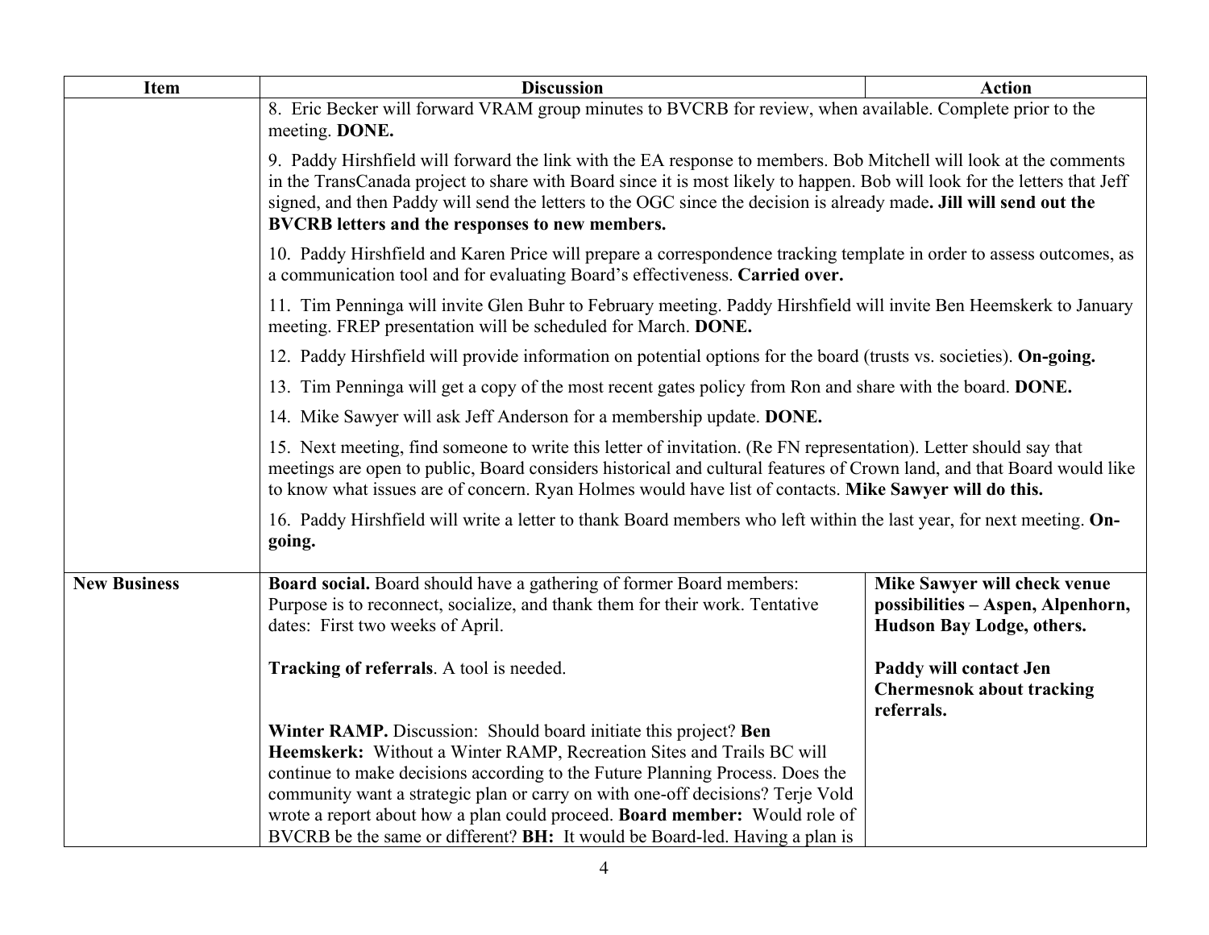| Item | Discussion | Action |
|---|---|---|
| | 8. Eric Becker will forward VRAM group minutes to BVCRB for review, when available. Complete prior to the meeting. **DONE.**<br><br>9. Paddy Hirshfield will forward the link with the EA response to members. Bob Mitchell will look at the comments in the TransCanada project to share with Board since it is most likely to happen. Bob will look for the letters that Jeff signed, and then Paddy will send the letters to the OGC since the decision is already made**. Jill will send out the BVCRB letters and the responses to new members.**<br><br>10. Paddy Hirshfield and Karen Price will prepare a correspondence tracking template in order to assess outcomes, as a communication tool and for evaluating Board's effectiveness. **Carried over.**<br><br>11. Tim Penninga will invite Glen Buhr to February meeting. Paddy Hirshfield will invite Ben Heemskerk to January meeting. FREP presentation will be scheduled for March. **DONE.**<br><br>12. Paddy Hirshfield will provide information on potential options for the board (trusts vs. societies). **On-going.**<br><br>13. Tim Penninga will get a copy of the most recent gates policy from Ron and share with the board. **DONE.**<br><br>14. Mike Sawyer will ask Jeff Anderson for a membership update. **DONE.**<br><br>15. Next meeting, find someone to write this letter of invitation. (Re FN representation). Letter should say that meetings are open to public, Board considers historical and cultural features of Crown land, and that Board would like to know what issues are of concern. Ryan Holmes would have list of contacts. **Mike Sawyer will do this.**<br><br>16. Paddy Hirshfield will write a letter to thank Board members who left within the last year, for next meeting. **On-going.** | |
| **New Business** | **Board social.** Board should have a gathering of former Board members: Purpose is to reconnect, socialize, and thank them for their work. Tentative dates: First two weeks of April. | **Mike Sawyer will check venue possibilities – Aspen, Alpenhorn, Hudson Bay Lodge, others.** |
| | **Tracking of referrals**. A tool is needed. | **Paddy will contact Jen Chermesnok about tracking referrals.** |
| | **Winter RAMP.** Discussion: Should board initiate this project? **Ben Heemskerk:** Without a Winter RAMP, Recreation Sites and Trails BC will continue to make decisions according to the Future Planning Process. Does the community want a strategic plan or carry on with one-off decisions? Terje Vold wrote a report about how a plan could proceed. **Board member:** Would role of BVCRB be the same or different? **BH:** It would be Board-led. Having a plan is | |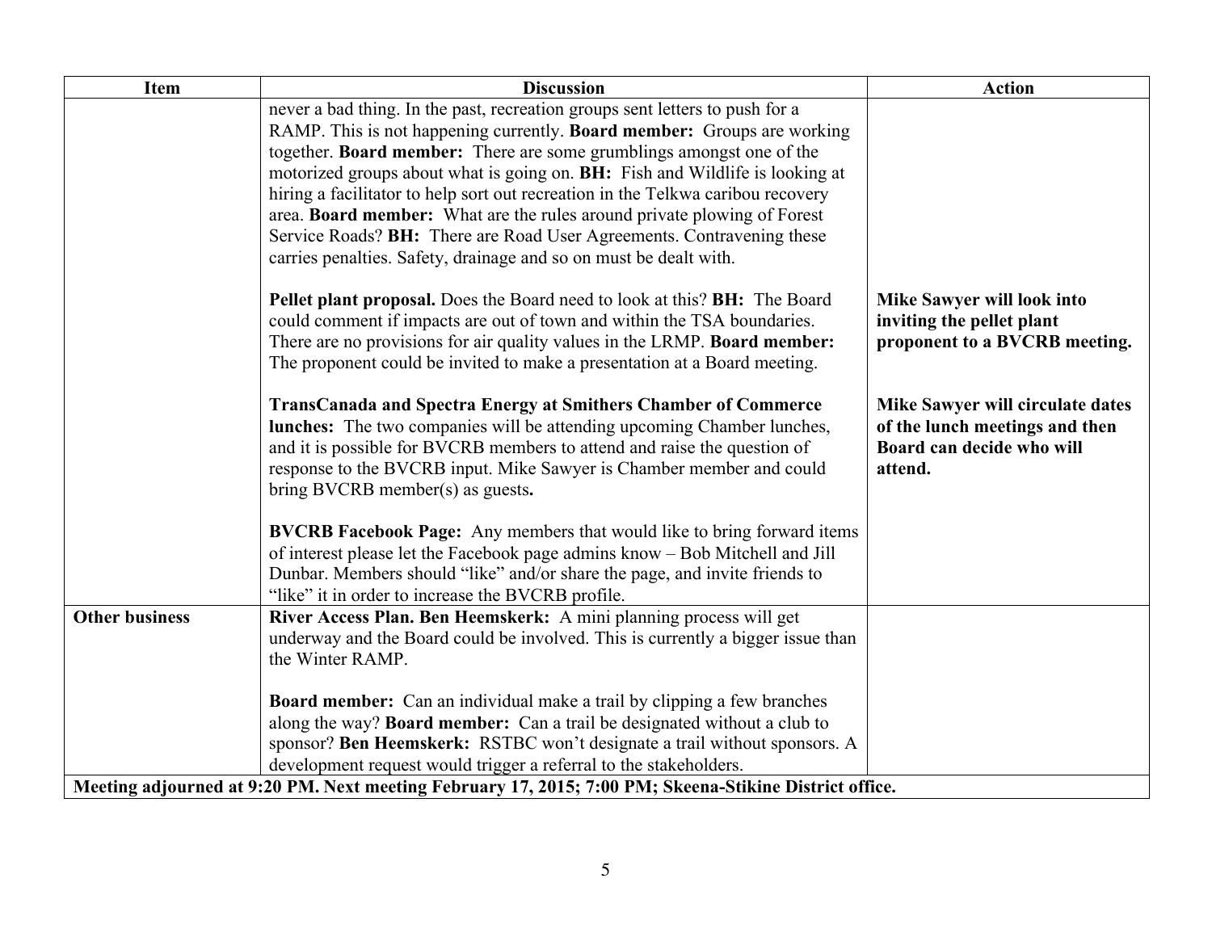| Item | Discussion | Action |
|---|---|---|
| | never a bad thing. In the past, recreation groups sent letters to push for a RAMP. This is not happening currently. **Board member:** Groups are working together. **Board member:** There are some grumblings amongst one of the motorized groups about what is going on. **BH:** Fish and Wildlife is looking at hiring a facilitator to help sort out recreation in the Telkwa caribou recovery area. **Board member:** What are the rules around private plowing of Forest Service Roads? **BH:** There are Road User Agreements. Contravening these carries penalties. Safety, drainage and so on must be dealt with.<br><br>**Pellet plant proposal.** Does the Board need to look at this? **BH:** The Board could comment if impacts are out of town and within the TSA boundaries. There are no provisions for air quality values in the LRMP. **Board member:** The proponent could be invited to make a presentation at a Board meeting.<br><br>**TransCanada and Spectra Energy at Smithers Chamber of Commerce lunches:** The two companies will be attending upcoming Chamber lunches, and it is possible for BVCRB members to attend and raise the question of response to the BVCRB input. Mike Sawyer is Chamber member and could bring BVCRB member(s) as guests.<br><br>**BVCRB Facebook Page:** Any members that would like to bring forward items of interest please let the Facebook page admins know – Bob Mitchell and Jill Dunbar. Members should "like" and/or share the page, and invite friends to "like" it in order to increase the BVCRB profile. | **Mike Sawyer will look into inviting the pellet plant proponent to a BVCRB meeting.**<br><br>**Mike Sawyer will circulate dates of the lunch meetings and then Board can decide who will attend.** |
| **Other business** | **River Access Plan. Ben Heemskerk:** A mini planning process will get underway and the Board could be involved. This is currently a bigger issue than the Winter RAMP.<br><br>**Board member:** Can an individual make a trail by clipping a few branches along the way? **Board member:** Can a trail be designated without a club to sponsor? **Ben Heemskerk:** RSTBC won't designate a trail without sponsors. A development request would trigger a referral to the stakeholders. | |
| **Meeting adjourned at 9:20 PM. Next meeting February 17, 2015; 7:00 PM; Skeena-Stikine District office.** | | |